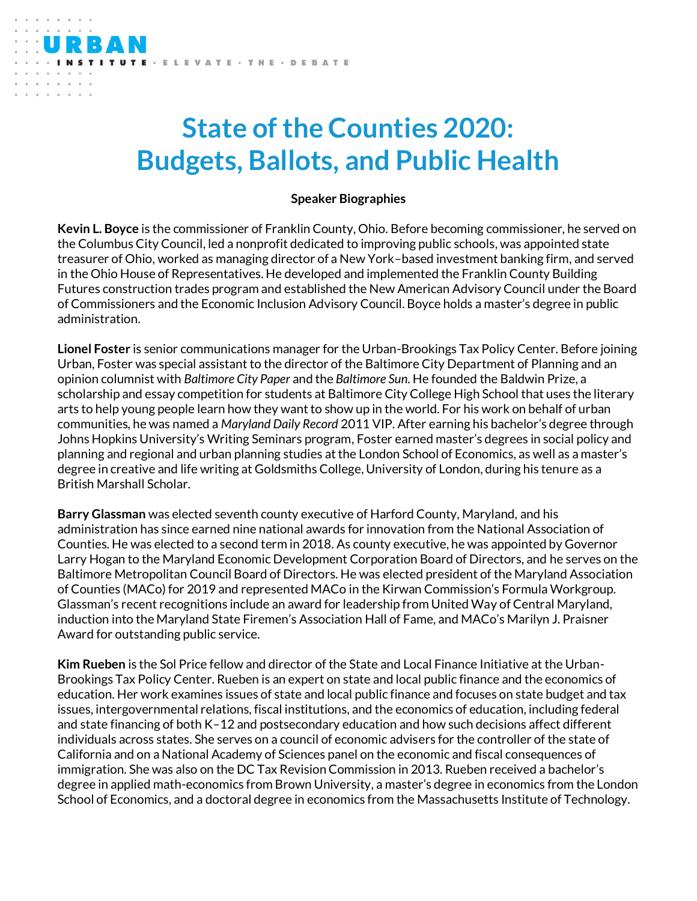URBAN INSTITUTE · ELEVATE · THE · DEBATE

# State of the Counties 2020: Budgets, Ballots, and Public Health

**Speaker Biographies**

**Kevin L. Boyce** is the commissioner of Franklin County, Ohio. Before becoming commissioner, he served on the Columbus City Council, led a nonprofit dedicated to improving public schools, was appointed state treasurer of Ohio, worked as managing director of a New York–based investment banking firm, and served in the Ohio House of Representatives. He developed and implemented the Franklin County Building Futures construction trades program and established the New American Advisory Council under the Board of Commissioners and the Economic Inclusion Advisory Council. Boyce holds a master's degree in public administration.

**Lionel Foster** is senior communications manager for the Urban-Brookings Tax Policy Center. Before joining Urban, Foster was special assistant to the director of the Baltimore City Department of Planning and an opinion columnist with *Baltimore City Paper* and the *Baltimore Sun*. He founded the Baldwin Prize, a scholarship and essay competition for students at Baltimore City College High School that uses the literary arts to help young people learn how they want to show up in the world. For his work on behalf of urban communities, he was named a *Maryland Daily Record* 2011 VIP. After earning his bachelor's degree through Johns Hopkins University's Writing Seminars program, Foster earned master's degrees in social policy and planning and regional and urban planning studies at the London School of Economics, as well as a master's degree in creative and life writing at Goldsmiths College, University of London, during his tenure as a British Marshall Scholar.

**Barry Glassman** was elected seventh county executive of Harford County, Maryland, and his administration has since earned nine national awards for innovation from the National Association of Counties. He was elected to a second term in 2018. As county executive, he was appointed by Governor Larry Hogan to the Maryland Economic Development Corporation Board of Directors, and he serves on the Baltimore Metropolitan Council Board of Directors. He was elected president of the Maryland Association of Counties (MACo) for 2019 and represented MACo in the Kirwan Commission's Formula Workgroup. Glassman's recent recognitions include an award for leadership from United Way of Central Maryland, induction into the Maryland State Firemen's Association Hall of Fame, and MACo's Marilyn J. Praisner Award for outstanding public service.

**Kim Rueben** is the Sol Price fellow and director of the State and Local Finance Initiative at the Urban-Brookings Tax Policy Center. Rueben is an expert on state and local public finance and the economics of education. Her work examines issues of state and local public finance and focuses on state budget and tax issues, intergovernmental relations, fiscal institutions, and the economics of education, including federal and state financing of both K–12 and postsecondary education and how such decisions affect different individuals across states. She serves on a council of economic advisers for the controller of the state of California and on a National Academy of Sciences panel on the economic and fiscal consequences of immigration. She was also on the DC Tax Revision Commission in 2013. Rueben received a bachelor's degree in applied math-economics from Brown University, a master's degree in economics from the London School of Economics, and a doctoral degree in economics from the Massachusetts Institute of Technology.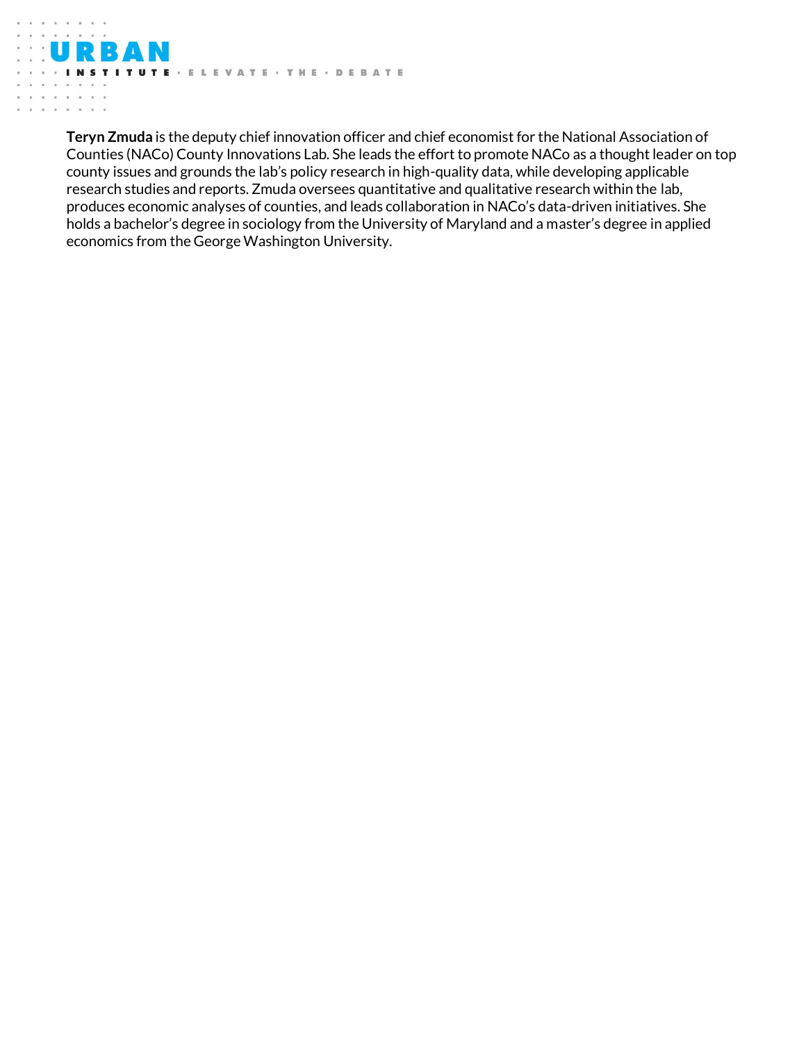**Teryn Zmuda** is the deputy chief innovation officer and chief economist for the National Association of Counties (NACo) County Innovations Lab. She leads the effort to promote NACo as a thought leader on top county issues and grounds the lab's policy research in high-quality data, while developing applicable research studies and reports. Zmuda oversees quantitative and qualitative research within the lab, produces economic analyses of counties, and leads collaboration in NACo's data-driven initiatives. She holds a bachelor's degree in sociology from the University of Maryland and a master's degree in applied economics from the George Washington University.